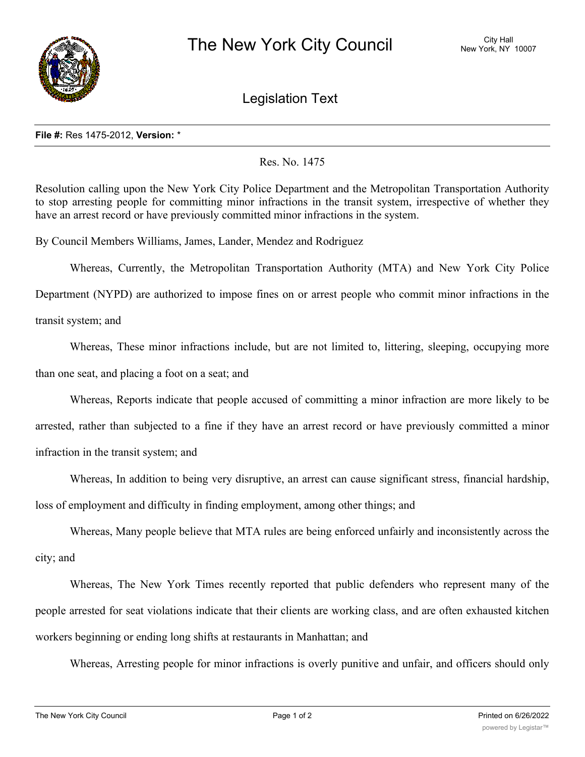# The New York City Council

City Hall
New York, NY 10007

## Legislation Text

**File #:** Res 1475-2012, **Version:** *

Res. No. 1475

Resolution calling upon the New York City Police Department and the Metropolitan Transportation Authority to stop arresting people for committing minor infractions in the transit system, irrespective of whether they have an arrest record or have previously committed minor infractions in the system.

By Council Members Williams, James, Lander, Mendez and Rodriguez

Whereas, Currently, the Metropolitan Transportation Authority (MTA) and New York City Police Department (NYPD) are authorized to impose fines on or arrest people who commit minor infractions in the transit system; and

Whereas, These minor infractions include, but are not limited to, littering, sleeping, occupying more than one seat, and placing a foot on a seat; and

Whereas, Reports indicate that people accused of committing a minor infraction are more likely to be arrested, rather than subjected to a fine if they have an arrest record or have previously committed a minor infraction in the transit system; and

Whereas, In addition to being very disruptive, an arrest can cause significant stress, financial hardship, loss of employment and difficulty in finding employment, among other things; and

Whereas, Many people believe that MTA rules are being enforced unfairly and inconsistently across the city; and

Whereas, The New York Times recently reported that public defenders who represent many of the people arrested for seat violations indicate that their clients are working class, and are often exhausted kitchen workers beginning or ending long shifts at restaurants in Manhattan; and

Whereas, Arresting people for minor infractions is overly punitive and unfair, and officers should only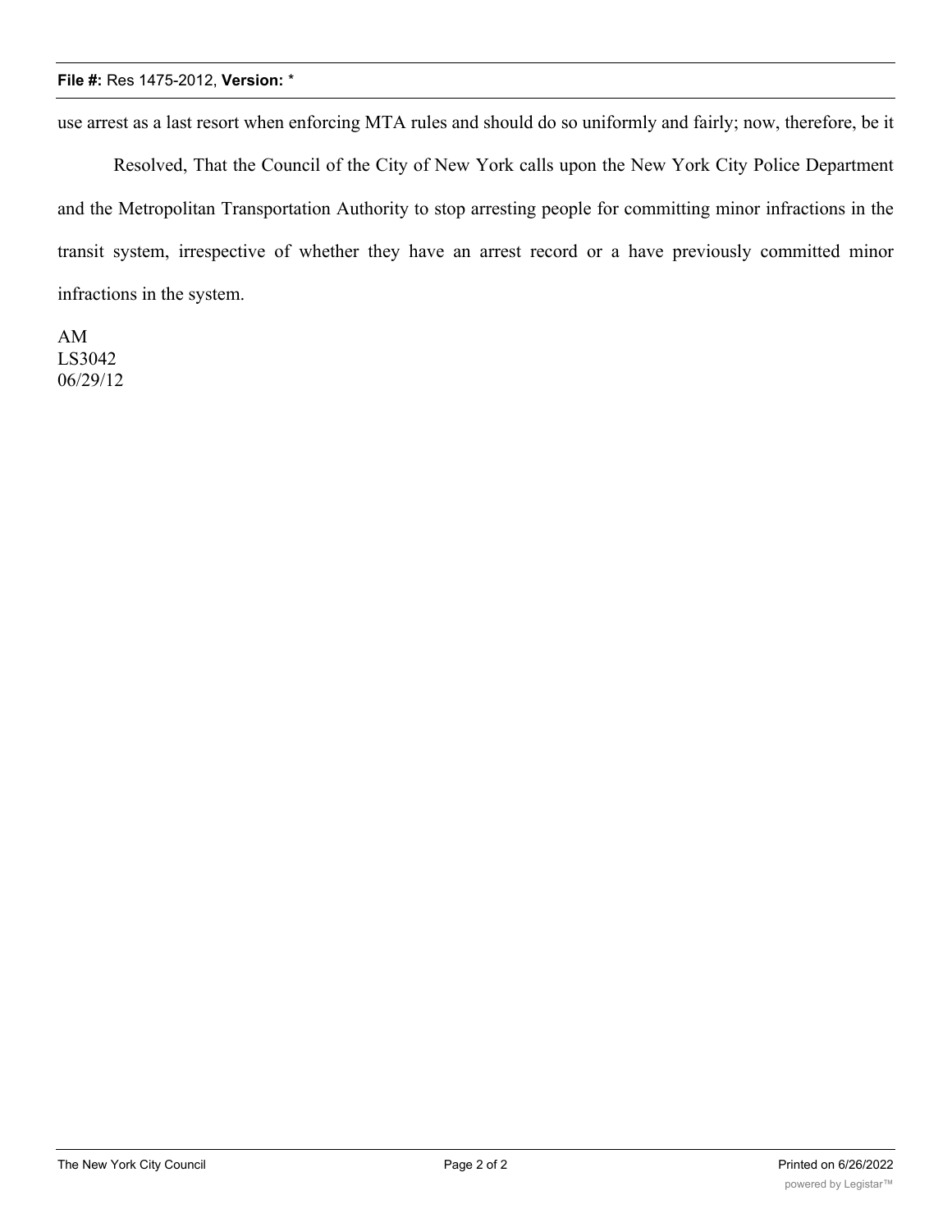use arrest as a last resort when enforcing MTA rules and should do so uniformly and fairly; now, therefore, be it

Resolved, That the Council of the City of New York calls upon the New York City Police Department and the Metropolitan Transportation Authority to stop arresting people for committing minor infractions in the transit system, irrespective of whether they have an arrest record or a have previously committed minor infractions in the system.

AM
LS3042
06/29/12